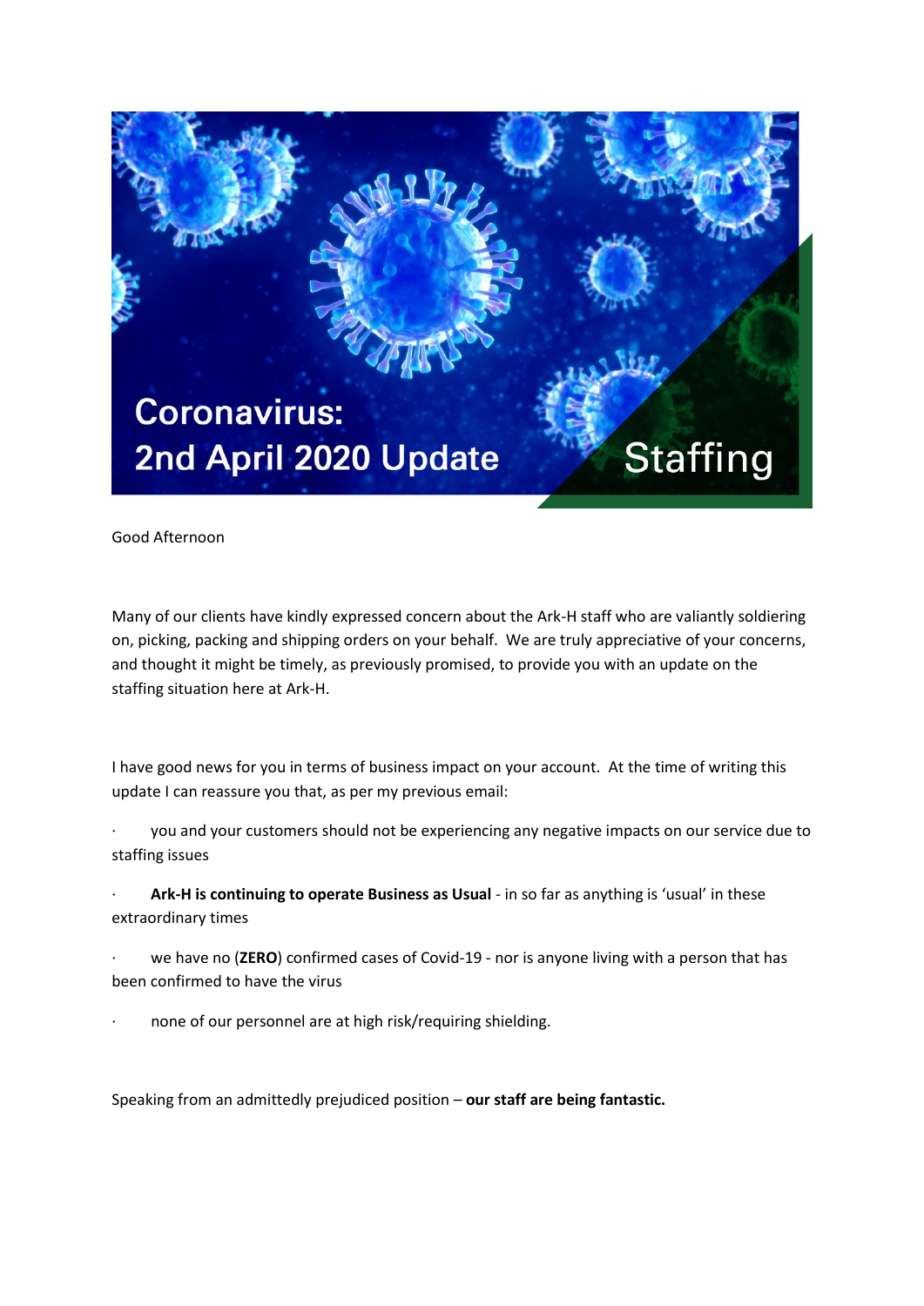# Coronavirus: 2nd April 2020 Update

## Staffing

Good Afternoon

Many of our clients have kindly expressed concern about the Ark-H staff who are valiantly soldiering on, picking, packing and shipping orders on your behalf. We are truly appreciative of your concerns, and thought it might be timely, as previously promised, to provide you with an update on the staffing situation here at Ark-H.

I have good news for you in terms of business impact on your account. At the time of writing this update I can reassure you that, as per my previous email:

- you and your customers should not be experiencing any negative impacts on our service due to staffing issues
- **Ark-H is continuing to operate Business as Usual** - in so far as anything is 'usual' in these extraordinary times
- we have no (**ZERO**) confirmed cases of Covid-19 - nor is anyone living with a person that has been confirmed to have the virus
- none of our personnel are at high risk/requiring shielding.

Speaking from an admittedly prejudiced position – **our staff are being fantastic.**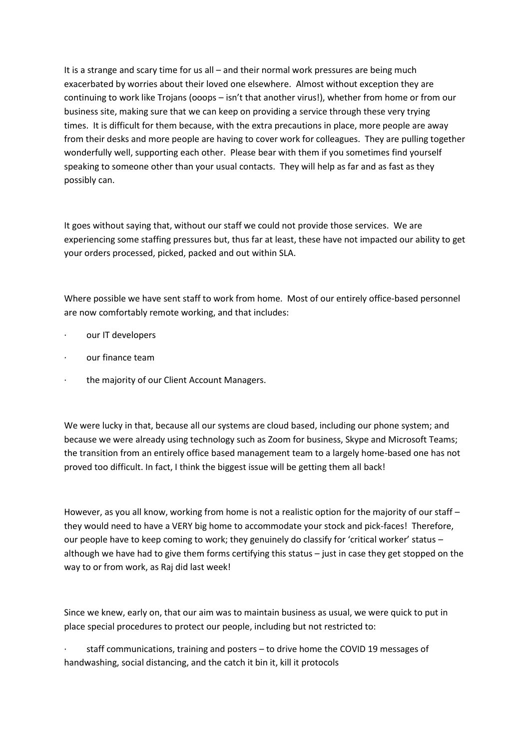It is a strange and scary time for us all – and their normal work pressures are being much exacerbated by worries about their loved one elsewhere. Almost without exception they are continuing to work like Trojans (ooops – isn't that another virus!), whether from home or from our business site, making sure that we can keep on providing a service through these very trying times. It is difficult for them because, with the extra precautions in place, more people are away from their desks and more people are having to cover work for colleagues. They are pulling together wonderfully well, supporting each other. Please bear with them if you sometimes find yourself speaking to someone other than your usual contacts. They will help as far and as fast as they possibly can.

It goes without saying that, without our staff we could not provide those services. We are experiencing some staffing pressures but, thus far at least, these have not impacted our ability to get your orders processed, picked, packed and out within SLA.

Where possible we have sent staff to work from home. Most of our entirely office-based personnel are now comfortably remote working, and that includes:

- our IT developers
- our finance team
- the majority of our Client Account Managers.

We were lucky in that, because all our systems are cloud based, including our phone system; and because we were already using technology such as Zoom for business, Skype and Microsoft Teams; the transition from an entirely office based management team to a largely home-based one has not proved too difficult. In fact, I think the biggest issue will be getting them all back!

However, as you all know, working from home is not a realistic option for the majority of our staff – they would need to have a VERY big home to accommodate your stock and pick-faces! Therefore, our people have to keep coming to work; they genuinely do classify for 'critical worker' status – although we have had to give them forms certifying this status – just in case they get stopped on the way to or from work, as Raj did last week!

Since we knew, early on, that our aim was to maintain business as usual, we were quick to put in place special procedures to protect our people, including but not restricted to:

- staff communications, training and posters – to drive home the COVID 19 messages of handwashing, social distancing, and the catch it bin it, kill it protocols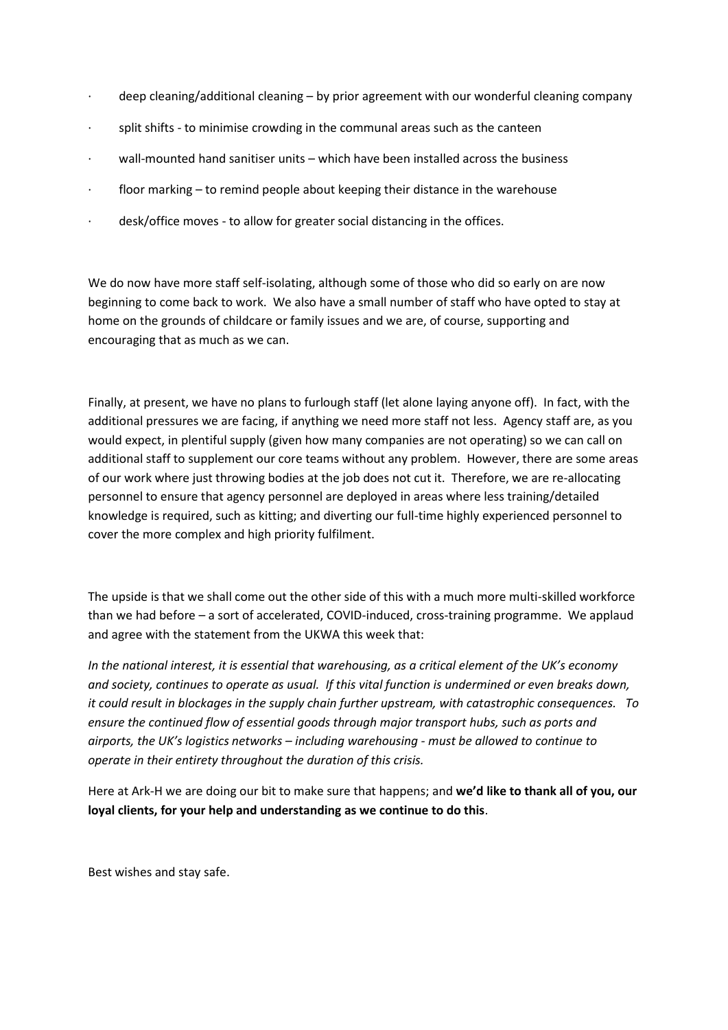- deep cleaning/additional cleaning – by prior agreement with our wonderful cleaning company
- split shifts - to minimise crowding in the communal areas such as the canteen
- wall-mounted hand sanitiser units – which have been installed across the business
- floor marking – to remind people about keeping their distance in the warehouse
- desk/office moves - to allow for greater social distancing in the offices.

We do now have more staff self-isolating, although some of those who did so early on are now beginning to come back to work. We also have a small number of staff who have opted to stay at home on the grounds of childcare or family issues and we are, of course, supporting and encouraging that as much as we can.

Finally, at present, we have no plans to furlough staff (let alone laying anyone off). In fact, with the additional pressures we are facing, if anything we need more staff not less. Agency staff are, as you would expect, in plentiful supply (given how many companies are not operating) so we can call on additional staff to supplement our core teams without any problem. However, there are some areas of our work where just throwing bodies at the job does not cut it. Therefore, we are re-allocating personnel to ensure that agency personnel are deployed in areas where less training/detailed knowledge is required, such as kitting; and diverting our full-time highly experienced personnel to cover the more complex and high priority fulfilment.

The upside is that we shall come out the other side of this with a much more multi-skilled workforce than we had before – a sort of accelerated, COVID-induced, cross-training programme. We applaud and agree with the statement from the UKWA this week that:

*In the national interest, it is essential that warehousing, as a critical element of the UK's economy and society, continues to operate as usual. If this vital function is undermined or even breaks down, it could result in blockages in the supply chain further upstream, with catastrophic consequences. To ensure the continued flow of essential goods through major transport hubs, such as ports and airports, the UK's logistics networks – including warehousing - must be allowed to continue to operate in their entirety throughout the duration of this crisis.*

Here at Ark-H we are doing our bit to make sure that happens; and **we'd like to thank all of you, our loyal clients, for your help and understanding as we continue to do this**.

Best wishes and stay safe.